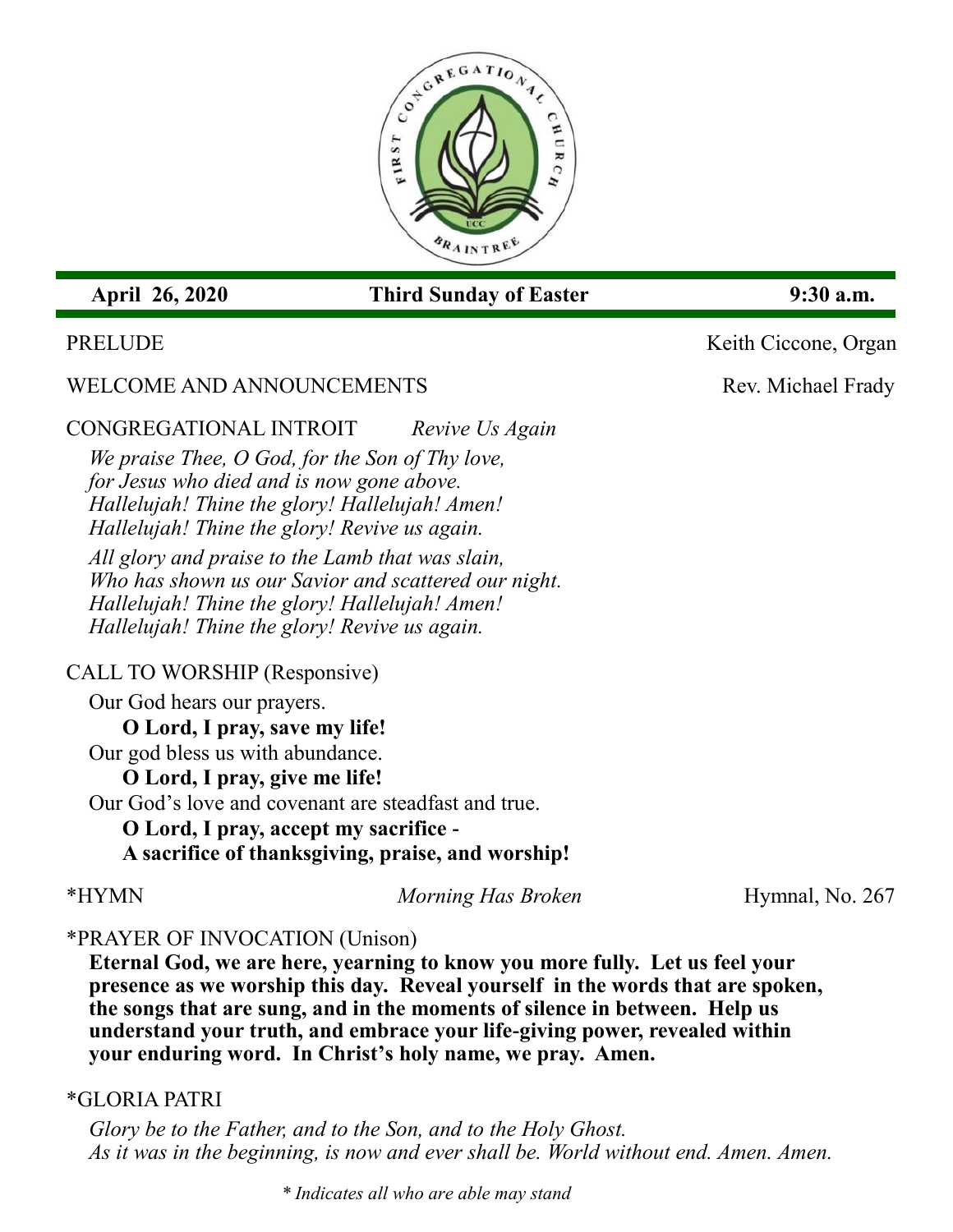**April 26, 2020** **Third Sunday of Easter** **9:30 a.m.**

PRELUDE Keith Ciccone, Organ

WELCOME AND ANNOUNCEMENTS Rev. Michael Frady

CONGREGATIONAL INTROIT *Revive Us Again*

*We praise Thee, O God, for the Son of Thy love,*
*for Jesus who died and is now gone above.*
*Hallelujah! Thine the glory! Hallelujah! Amen!*
*Hallelujah! Thine the glory! Revive us again.*

*All glory and praise to the Lamb that was slain,*
*Who has shown us our Savior and scattered our night.*
*Hallelujah! Thine the glory! Hallelujah! Amen!*
*Hallelujah! Thine the glory! Revive us again.*

CALL TO WORSHIP (Responsive)

Our God hears our prayers.
**O Lord, I pray, save my life!**
Our god bless us with abundance.
**O Lord, I pray, give me life!**
Our God's love and covenant are steadfast and true.
**O Lord, I pray, accept my sacrifice -**
**A sacrifice of thanksgiving, praise, and worship!**

*HYMN *Morning Has Broken* Hymnal, No. 267

*PRAYER OF INVOCATION (Unison)

**Eternal God, we are here, yearning to know you more fully. Let us feel your presence as we worship this day. Reveal yourself in the words that are spoken, the songs that are sung, and in the moments of silence in between. Help us understand your truth, and embrace your life-giving power, revealed within your enduring word. In Christ's holy name, we pray. Amen.**

*GLORIA PATRI

*Glory be to the Father, and to the Son, and to the Holy Ghost.*
*As it was in the beginning, is now and ever shall be. World without end. Amen. Amen.*

*\* Indicates all who are able may stand*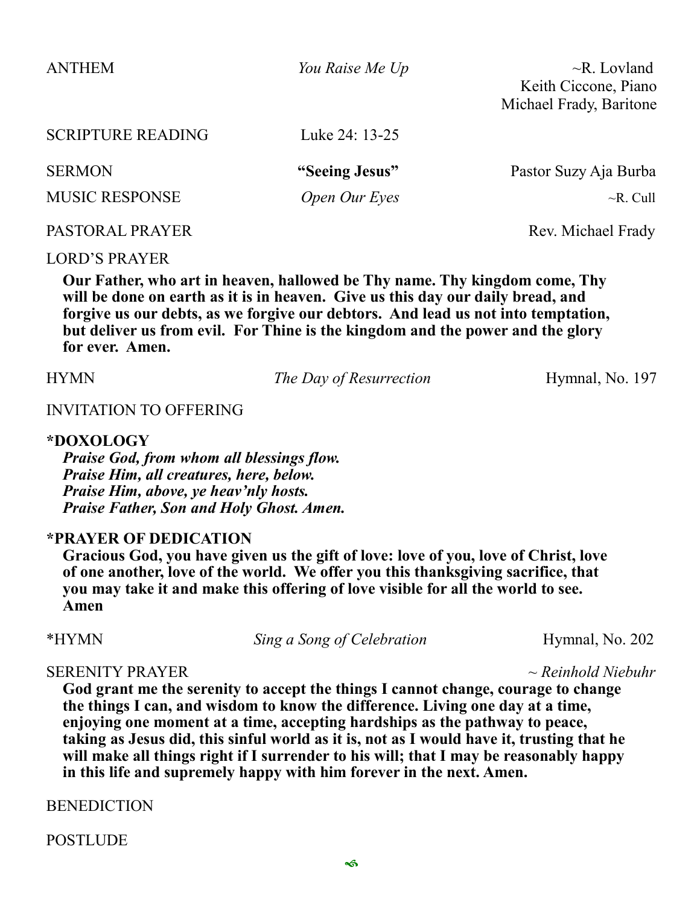ANTHEM *You Raise Me Up* ~R. Lovland
Keith Ciccone, Piano
Michael Frady, Baritone

SCRIPTURE READING Luke 24: 13-25

SERMON **"Seeing Jesus"** Pastor Suzy Aja Burba

MUSIC RESPONSE *Open Our Eyes* ~R. Cull

PASTORAL PRAYER Rev. Michael Frady

LORD'S PRAYER

**Our Father, who art in heaven, hallowed be Thy name. Thy kingdom come, Thy will be done on earth as it is in heaven. Give us this day our daily bread, and forgive us our debts, as we forgive our debtors. And lead us not into temptation, but deliver us from evil. For Thine is the kingdom and the power and the glory for ever. Amen.**

HYMN *The Day of Resurrection* Hymnal, No. 197

INVITATION TO OFFERING

**\*DOXOLOGY**

***Praise God, from whom all blessings flow.***
***Praise Him, all creatures, here, below.***
***Praise Him, above, ye heav'nly hosts.***
***Praise Father, Son and Holy Ghost. Amen.***

**\*PRAYER OF DEDICATION**

**Gracious God, you have given us the gift of love: love of you, love of Christ, love of one another, love of the world. We offer you this thanksgiving sacrifice, that you may take it and make this offering of love visible for all the world to see. Amen**

\*HYMN *Sing a Song of Celebration* Hymnal, No. 202

SERENITY PRAYER *~ Reinhold Niebuhr*

**God grant me the serenity to accept the things I cannot change, courage to change the things I can, and wisdom to know the difference. Living one day at a time, enjoying one moment at a time, accepting hardships as the pathway to peace, taking as Jesus did, this sinful world as it is, not as I would have it, trusting that he will make all things right if I surrender to his will; that I may be reasonably happy in this life and supremely happy with him forever in the next. Amen.**

BENEDICTION

POSTLUDE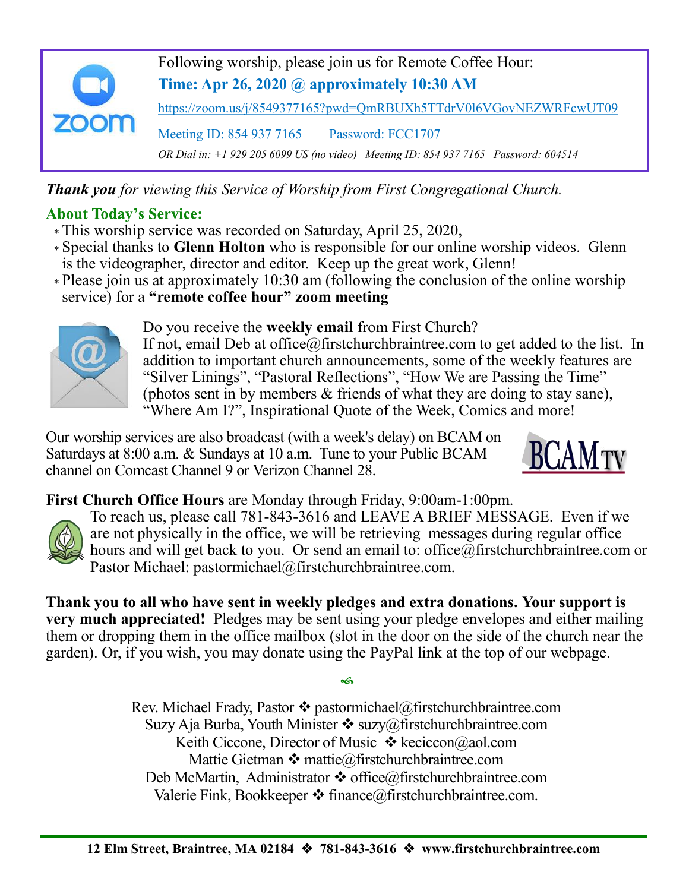Following worship, please join us for Remote Coffee Hour:

**Time: Apr 26, 2020 @ approximately 10:30 AM**

https://zoom.us/j/8549377165?pwd=QmRBUXh5TTdrV0l6VGovNEZWRFcwUT09

Meeting ID: 854 937 7165    Password: FCC1707

*OR Dial in: +1 929 205 6099 US (no video)  Meeting ID: 854 937 7165  Password: 604514*

***Thank you*** *for viewing this Service of Worship from First Congregational Church.*

**About Today's Service:**

- This worship service was recorded on Saturday, April 25, 2020,
- Special thanks to **Glenn Holton** who is responsible for our online worship videos. Glenn is the videographer, director and editor. Keep up the great work, Glenn!
- Please join us at approximately 10:30 am (following the conclusion of the online worship service) for a **"remote coffee hour" zoom meeting**

Do you receive the **weekly email** from First Church?
If not, email Deb at office@firstchurchbraintree.com to get added to the list. In addition to important church announcements, some of the weekly features are "Silver Linings", "Pastoral Reflections", "How We are Passing the Time" (photos sent in by members & friends of what they are doing to stay sane), "Where Am I?", Inspirational Quote of the Week, Comics and more!

Our worship services are also broadcast (with a week's delay) on BCAM on Saturdays at 8:00 a.m. & Sundays at 10 a.m. Tune to your Public BCAM channel on Comcast Channel 9 or Verizon Channel 28.

**First Church Office Hours** are Monday through Friday, 9:00am-1:00pm.
To reach us, please call 781-843-3616 and LEAVE A BRIEF MESSAGE. Even if we are not physically in the office, we will be retrieving messages during regular office hours and will get back to you. Or send an email to: office@firstchurchbraintree.com or Pastor Michael: pastormichael@firstchurchbraintree.com.

**Thank you to all who have sent in weekly pledges and extra donations. Your support is very much appreciated!** Pledges may be sent using your pledge envelopes and either mailing them or dropping them in the office mailbox (slot in the door on the side of the church near the garden). Or, if you wish, you may donate using the PayPal link at the top of our webpage.

Rev. Michael Frady, Pastor ❖ pastormichael@firstchurchbraintree.com
Suzy Aja Burba, Youth Minister ❖ suzy@firstchurchbraintree.com
Keith Ciccone, Director of Music ❖ keciccon@aol.com
Mattie Gietman ❖ mattie@firstchurchbraintree.com
Deb McMartin, Administrator ❖ office@firstchurchbraintree.com
Valerie Fink, Bookkeeper ❖ finance@firstchurchbraintree.com.

**12 Elm Street, Braintree, MA 02184 ❖ 781-843-3616 ❖ www.firstchurchbraintree.com**